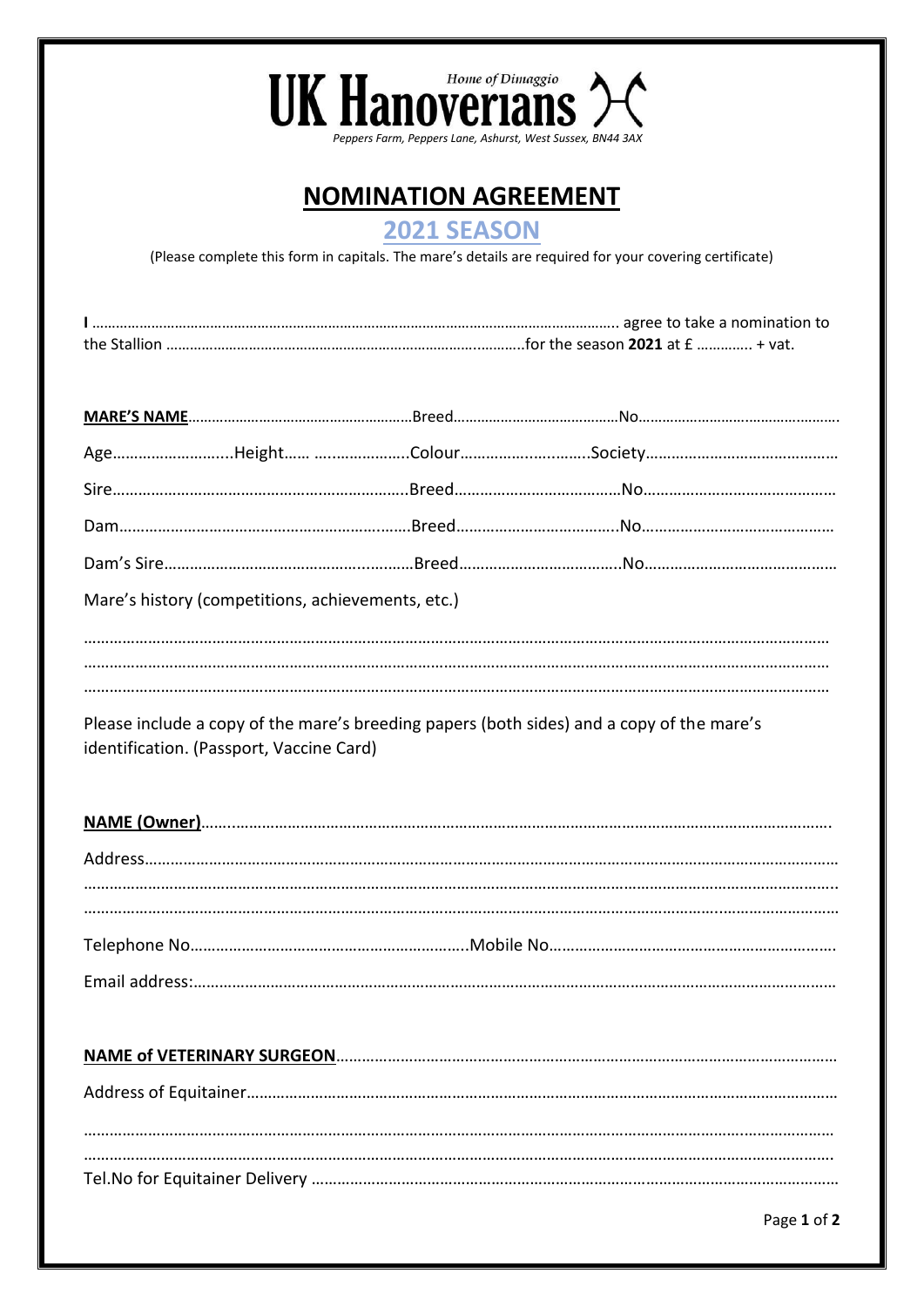**UK Hanoverians** *Home of Dimaggio*

*Peppers Farm, Peppers Lane, Ashurst, West Sussex, BN44 3AX*

# NOMINATION AGREEMENT

## 2021 SEASON

(Please complete this form in capitals. The mare's details are required for your covering certificate)

**I** …………………………………………………………………………………………………………………….. agree to take a nomination to the Stallion ……………………………………………………………………………….for the season **2021** at £ …………. + vat.

**MARE'S NAME**…………………………………………………Breed……………………………………No……………………………………………

Age………………………..Height…… ………………….Colour…………….............Society………………………………………

Sire…………………………………………………………….Breed…………………………………No………………………………………

Dam………………………………………………………….Breed…………………………….…..No………………………………………

Dam's Sire……………………………………………..........Breed………………………………..No………………………………………

Mare's history (competitions, achievements, etc.)

……………………………………………………………………………………………………………………………………………………
……………………………………………………………………………………………………………………………………………………
……………………………………………………………………………………………………………………………………………………

Please include a copy of the mare's breeding papers (both sides) and a copy of the mare's identification. (Passport, Vaccine Card)

**NAME (Owner)**……………………………………………………………………………………………………………………………..

Address…………………………………………………………………………………………………………………………………………
……………………………………………………………………………………………………………………………………………………
……………………………………………………………………………………………………………………………………………………

Telephone No………………………………………………………..Mobile No…………………………………………………………

Email address:……………………………………………………………………………………………………………………………………

**NAME of VETERINARY SURGEON**…………………………………………………………………………………………………………

Address of Equitainer………………………………………………………………………………………………………………………

……………………………………………………………………………………………………………………………………………………
……………………………………………………………………………………………………………………………………………………

Tel.No for Equitainer Delivery ………………………………………………………………………………………………………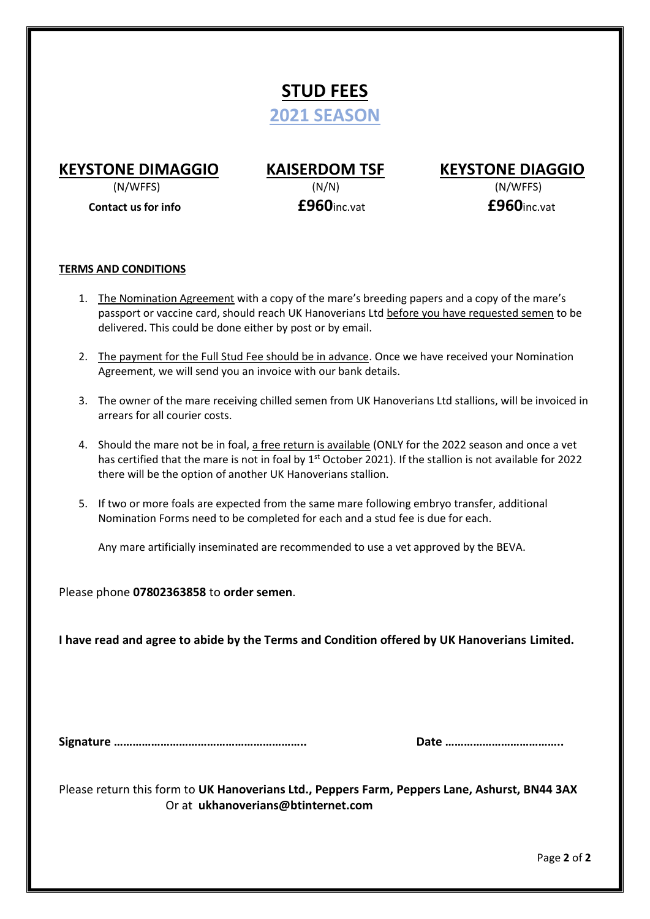# STUD FEES

## 2021 SEASON

| KEYSTONE DIMAGGIO | KAISERDOM TSF | KEYSTONE DIAGGIO |
|---|---|---|
| (N/WFFS) | (N/N) | (N/WFFS) |
| **Contact us for info** | **£960**inc.vat | **£960**inc.vat |

**TERMS AND CONDITIONS**

1. The Nomination Agreement with a copy of the mare's breeding papers and a copy of the mare's passport or vaccine card, should reach UK Hanoverians Ltd before you have requested semen to be delivered. This could be done either by post or by email.

2. The payment for the Full Stud Fee should be in advance. Once we have received your Nomination Agreement, we will send you an invoice with our bank details.

3. The owner of the mare receiving chilled semen from UK Hanoverians Ltd stallions, will be invoiced in arrears for all courier costs.

4. Should the mare not be in foal, a free return is available (ONLY for the 2022 season and once a vet has certified that the mare is not in foal by 1st October 2021). If the stallion is not available for 2022 there will be the option of another UK Hanoverians stallion.

5. If two or more foals are expected from the same mare following embryo transfer, additional Nomination Forms need to be completed for each and a stud fee is due for each.

   Any mare artificially inseminated are recommended to use a vet approved by the BEVA.

Please phone **07802363858** to **order semen**.

**I have read and agree to abide by the Terms and Condition offered by UK Hanoverians Limited.**

**Signature ……………………………………………………..** **Date ………………………………..**

Please return this form to **UK Hanoverians Ltd., Peppers Farm, Peppers Lane, Ashurst, BN44 3AX**
Or at **ukhanoverians@btinternet.com**